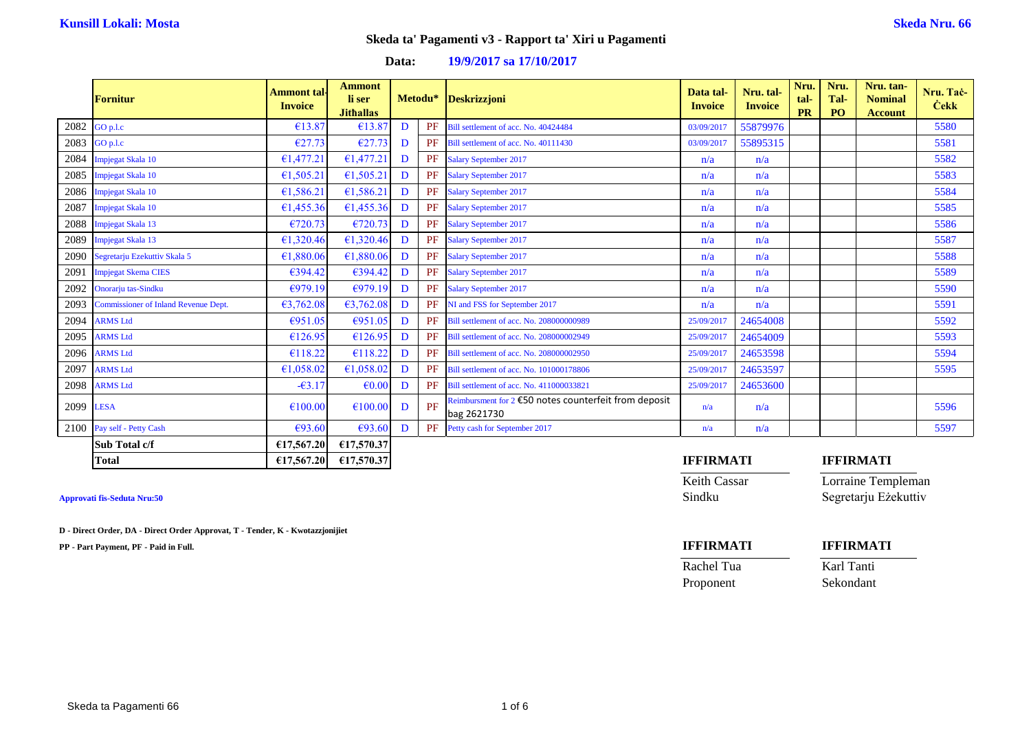**Kunsill Lokali: Mosta** **Skeda Nru. 66**

## Skeda ta' Pagamenti v3 - Rapport ta' Xiri u Pagamenti

**Data: 19/9/2017 sa 17/10/2017**

| | Fornitur | Ammont tal-Invoice | Ammont li ser Jitħallas | Metodu* | | Deskrizzjoni | Data tal-Invoice | Nru. tal-Invoice | Nru. tal-PR | Nru. Tal-PO | Nru. tan-Nominal Account | Nru. Taċ-Ċekk |
|---|---|---|---|---|---|---|---|---|---|---|---|---|
| 2082 | GO p.l.c | €13.87 | €13.87 | D | PF | Bill settlement of acc. No. 40424484 | 03/09/2017 | 55879976 | | | | 5580 |
| 2083 | GO p.l.c | €27.73 | €27.73 | D | PF | Bill settlement of acc. No. 40111430 | 03/09/2017 | 55895315 | | | | 5581 |
| 2084 | Impjegat Skala 10 | €1,477.21 | €1,477.21 | D | PF | Salary September 2017 | n/a | n/a | | | | 5582 |
| 2085 | Impjegat Skala 10 | €1,505.21 | €1,505.21 | D | PF | Salary September 2017 | n/a | n/a | | | | 5583 |
| 2086 | Impjegat Skala 10 | €1,586.21 | €1,586.21 | D | PF | Salary September 2017 | n/a | n/a | | | | 5584 |
| 2087 | Impjegat Skala 10 | €1,455.36 | €1,455.36 | D | PF | Salary September 2017 | n/a | n/a | | | | 5585 |
| 2088 | Impjegat Skala 13 | €720.73 | €720.73 | D | PF | Salary September 2017 | n/a | n/a | | | | 5586 |
| 2089 | Impjegat Skala 13 | €1,320.46 | €1,320.46 | D | PF | Salary September 2017 | n/a | n/a | | | | 5587 |
| 2090 | Segretarju Ezekuttiv Skala 5 | €1,880.06 | €1,880.06 | D | PF | Salary September 2017 | n/a | n/a | | | | 5588 |
| 2091 | Impjegat Skema CIES | €394.42 | €394.42 | D | PF | Salary September 2017 | n/a | n/a | | | | 5589 |
| 2092 | Onorarju tas-Sindku | €979.19 | €979.19 | D | PF | Salary September 2017 | n/a | n/a | | | | 5590 |
| 2093 | Commissioner of Inland Revenue Dept. | €3,762.08 | €3,762.08 | D | PF | NI and FSS for September 2017 | n/a | n/a | | | | 5591 |
| 2094 | ARMS Ltd | €951.05 | €951.05 | D | PF | Bill settlement of acc. No. 208000000989 | 25/09/2017 | 24654008 | | | | 5592 |
| 2095 | ARMS Ltd | €126.95 | €126.95 | D | PF | Bill settlement of acc. No. 208000002949 | 25/09/2017 | 24654009 | | | | 5593 |
| 2096 | ARMS Ltd | €118.22 | €118.22 | D | PF | Bill settlement of acc. No. 208000002950 | 25/09/2017 | 24653598 | | | | 5594 |
| 2097 | ARMS Ltd | €1,058.02 | €1,058.02 | D | PF | Bill settlement of acc. No. 101000178806 | 25/09/2017 | 24653597 | | | | 5595 |
| 2098 | ARMS Ltd | -€3.17 | €0.00 | D | PF | Bill settlement of acc. No. 411000033821 | 25/09/2017 | 24653600 | | | | |
| 2099 | LESA | €100.00 | €100.00 | D | PF | Reimbursment for 2 €50 notes counterfeit from deposit bag 2621730 | n/a | n/a | | | | 5596 |
| 2100 | Pay self - Petty Cash | €93.60 | €93.60 | D | PF | Petty cash for September 2017 | n/a | n/a | | | | 5597 |
| | **Sub Total c/f** | **€17,567.20** | **€17,570.37** | | | | | | | | | |
| | **Total** | **€17,567.20** | **€17,570.37** | | | | | | | | | |

**Approvati fis-Seduta Nru:50**

**D - Direct Order, DA - Direct Order Approvat, T - Tender, K - Kwotazzjonijiet**

**PP - Part Payment, PF - Paid in Full.**

| **IFFIRMATI** | **IFFIRMATI** |
|---|---|
| Keith Cassar | Lorraine Templeman |
| Sindku | Segretarju Eżekuttiv |
| **IFFIRMATI** | **IFFIRMATI** |
| Rachel Tua | Karl Tanti |
| Proponent | Sekondant |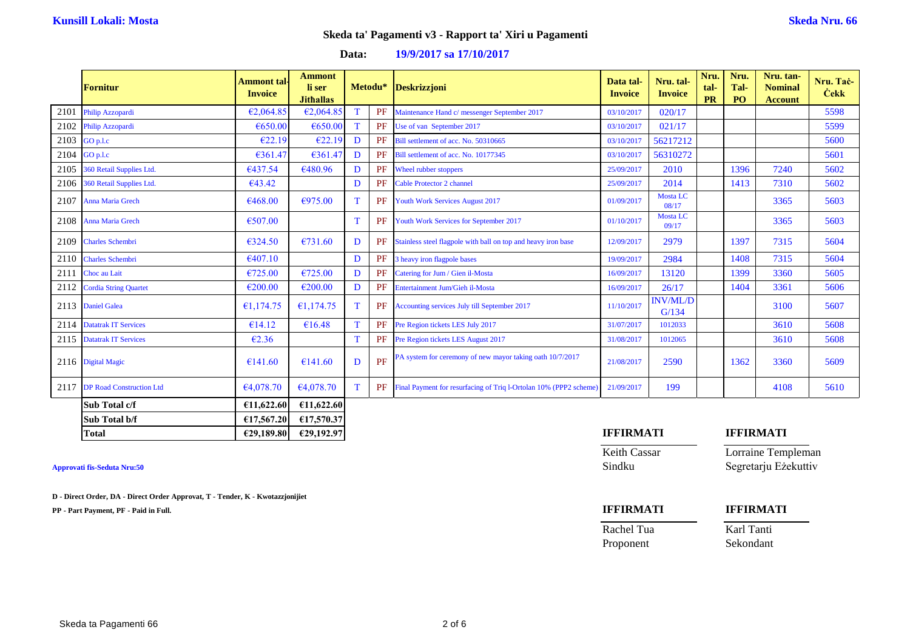**Kunsill Lokali: Mosta** **Skeda Nru. 66**

## Skeda ta' Pagamenti v3 - Rapport ta' Xiri u Pagamenti

**Data: 19/9/2017 sa 17/10/2017**

| | Fornitur | Ammont tal-Invoice | Ammont li ser Jitħallas | Metodu* | | Deskrizzjoni | Data tal-Invoice | Nru. tal-Invoice | Nru. tal-PR | Nru. Tal-PO | Nru. tan-Nominal Account | Nru. Taċ-Ċekk |
|---|---|---|---|---|---|---|---|---|---|---|---|---|
| 2101 | Philip Azzopardi | €2,064.85 | €2,064.85 | T | PF | Maintenance Hand c/ messenger September 2017 | 03/10/2017 | 020/17 | | | | 5598 |
| 2102 | Philip Azzopardi | €650.00 | €650.00 | T | PF | Use of van September 2017 | 03/10/2017 | 021/17 | | | | 5599 |
| 2103 | GO p.l.c | €22.19 | €22.19 | D | PF | Bill settlement of acc. No. 50310665 | 03/10/2017 | 56217212 | | | | 5600 |
| 2104 | GO p.l.c | €361.47 | €361.47 | D | PF | Bill settlement of acc. No. 10177345 | 03/10/2017 | 56310272 | | | | 5601 |
| 2105 | 360 Retail Supplies Ltd. | €437.54 | €480.96 | D | PF | Wheel rubber stoppers | 25/09/2017 | 2010 | | 1396 | 7240 | 5602 |
| 2106 | 360 Retail Supplies Ltd. | €43.42 | | D | PF | Cable Protector 2 channel | 25/09/2017 | 2014 | | 1413 | 7310 | 5602 |
| 2107 | Anna Maria Grech | €468.00 | €975.00 | T | PF | Youth Work Services August 2017 | 01/09/2017 | Mosta LC 08/17 | | | 3365 | 5603 |
| 2108 | Anna Maria Grech | €507.00 | | T | PF | Youth Work Services for September 2017 | 01/10/2017 | Mosta LC 09/17 | | | 3365 | 5603 |
| 2109 | Charles Schembri | €324.50 | €731.60 | D | PF | Stainless steel flagpole with ball on top and heavy iron base | 12/09/2017 | 2979 | | 1397 | 7315 | 5604 |
| 2110 | Charles Schembri | €407.10 | | D | PF | 3 heavy iron flagpole bases | 19/09/2017 | 2984 | | 1408 | 7315 | 5604 |
| 2111 | Choc au Lait | €725.00 | €725.00 | D | PF | Catering for Jum / Gien il-Mosta | 16/09/2017 | 13120 | | 1399 | 3360 | 5605 |
| 2112 | Cordia String Quartet | €200.00 | €200.00 | D | PF | Entertainment Jum/Gieh il-Mosta | 16/09/2017 | 26/17 | | 1404 | 3361 | 5606 |
| 2113 | Daniel Galea | €1,174.75 | €1,174.75 | T | PF | Accounting services July till September 2017 | 11/10/2017 | INV/ML/DG/134 | | | 3100 | 5607 |
| 2114 | Datatrak IT Services | €14.12 | €16.48 | T | PF | Pre Region tickets LES July 2017 | 31/07/2017 | 1012033 | | | 3610 | 5608 |
| 2115 | Datatrak IT Services | €2.36 | | T | PF | Pre Region tickets LES August 2017 | 31/08/2017 | 1012065 | | | 3610 | 5608 |
| 2116 | Digital Magic | €141.60 | €141.60 | D | PF | PA system for ceremony of new mayor taking oath 10/7/2017 | 21/08/2017 | 2590 | | 1362 | 3360 | 5609 |
| 2117 | DP Road Construction Ltd | €4,078.70 | €4,078.70 | T | PF | Final Payment for resurfacing of Triq l-Ortolan 10% (PPP2 scheme) | 21/09/2017 | 199 | | | 4108 | 5610 |
| | **Sub Total c/f** | **€11,622.60** | **€11,622.60** | | | | | | | | | |
| | **Sub Total b/f** | **€17,567.20** | **€17,570.37** | | | | | | | | | |
| | **Total** | **€29,189.80** | **€29,192.97** | | | | | | | | | |

**Approvati fis-Seduta Nru:50**

**D - Direct Order, DA - Direct Order Approvat, T - Tender, K - Kwotazzjonijiet**

**PP - Part Payment, PF - Paid in Full.**

| **IFFIRMATI** | **IFFIRMATI** |
|---|---|
| Keith Cassar | Lorraine Templeman |
| Sindku | Segretarju Eżekuttiv |

| **IFFIRMATI** | **IFFIRMATI** |
|---|---|
| Rachel Tua | Karl Tanti |
| Proponent | Sekondant |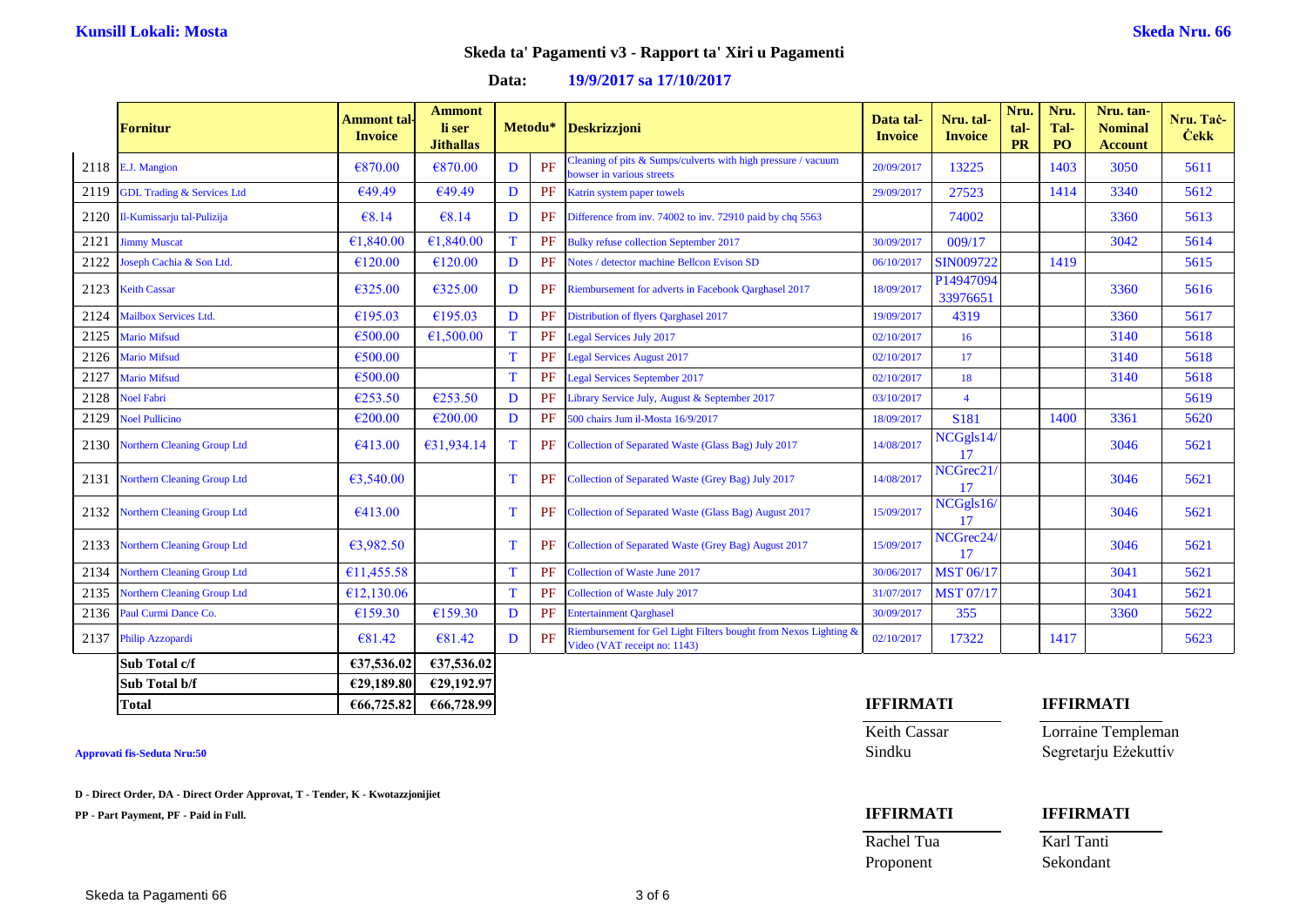**Kunsill Lokali: Mosta** **Skeda Nru. 66**

## Skeda ta' Pagamenti v3 - Rapport ta' Xiri u Pagamenti

**Data:** **19/9/2017 sa 17/10/2017**

| | Fornitur | Ammont tal-Invoice | Ammont li ser Jithallas | Metodu* | | Deskrizzjoni | Data tal-Invoice | Nru. tal-Invoice | Nru. tal-PR | Nru. Tal-PO | Nru. tan-Nominal Account | Nru. Taċ-Ċekk |
|---|---|---|---|---|---|---|---|---|---|---|---|---|
| 2118 | E.J. Mangion | €870.00 | €870.00 | D | PF | Cleaning of pits & Sumps/culverts with high pressure / vacuum bowser in various streets | 20/09/2017 | 13225 | | 1403 | 3050 | 5611 |
| 2119 | GDL Trading & Services Ltd | €49.49 | €49.49 | D | PF | Katrin system paper towels | 29/09/2017 | 27523 | | 1414 | 3340 | 5612 |
| 2120 | Il-Kumissarju tal-Pulizija | €8.14 | €8.14 | D | PF | Difference from inv. 74002 to inv. 72910 paid by chq 5563 | | 74002 | | | 3360 | 5613 |
| 2121 | Jimmy Muscat | €1,840.00 | €1,840.00 | T | PF | Bulky refuse collection September 2017 | 30/09/2017 | 009/17 | | | 3042 | 5614 |
| 2122 | Joseph Cachia & Son Ltd. | €120.00 | €120.00 | D | PF | Notes / detector machine Bellcon Evison SD | 06/10/2017 | SIN009722 | | 1419 | | 5615 |
| 2123 | Keith Cassar | €325.00 | €325.00 | D | PF | Riembursement for adverts in Facebook Qarghasel 2017 | 18/09/2017 | P14947094 33976651 | | | 3360 | 5616 |
| 2124 | Mailbox Services Ltd. | €195.03 | €195.03 | D | PF | Distribution of flyers Qarghasel 2017 | 19/09/2017 | 4319 | | | 3360 | 5617 |
| 2125 | Mario Mifsud | €500.00 | €1,500.00 | T | PF | Legal Services July 2017 | 02/10/2017 | 16 | | | 3140 | 5618 |
| 2126 | Mario Mifsud | €500.00 | | T | PF | Legal Services August 2017 | 02/10/2017 | 17 | | | 3140 | 5618 |
| 2127 | Mario Mifsud | €500.00 | | T | PF | Legal Services September 2017 | 02/10/2017 | 18 | | | 3140 | 5618 |
| 2128 | Noel Fabri | €253.50 | €253.50 | D | PF | Library Service July, August & September 2017 | 03/10/2017 | 4 | | | | 5619 |
| 2129 | Noel Pullicino | €200.00 | €200.00 | D | PF | 500 chairs Jum il-Mosta 16/9/2017 | 18/09/2017 | S181 | | 1400 | 3361 | 5620 |
| 2130 | Northern Cleaning Group Ltd | €413.00 | €31,934.14 | T | PF | Collection of Separated Waste (Glass Bag) July 2017 | 14/08/2017 | NCGgls14/17 | | | 3046 | 5621 |
| 2131 | Northern Cleaning Group Ltd | €3,540.00 | | T | PF | Collection of Separated Waste (Grey Bag) July 2017 | 14/08/2017 | NCGrec21/17 | | | 3046 | 5621 |
| 2132 | Northern Cleaning Group Ltd | €413.00 | | T | PF | Collection of Separated Waste (Glass Bag) August 2017 | 15/09/2017 | NCGgls16/17 | | | 3046 | 5621 |
| 2133 | Northern Cleaning Group Ltd | €3,982.50 | | T | PF | Collection of Separated Waste (Grey Bag) August 2017 | 15/09/2017 | NCGrec24/17 | | | 3046 | 5621 |
| 2134 | Northern Cleaning Group Ltd | €11,455.58 | | T | PF | Collection of Waste June 2017 | 30/06/2017 | MST 06/17 | | | 3041 | 5621 |
| 2135 | Northern Cleaning Group Ltd | €12,130.06 | | T | PF | Collection of Waste July 2017 | 31/07/2017 | MST 07/17 | | | 3041 | 5621 |
| 2136 | Paul Curmi Dance Co. | €159.30 | €159.30 | D | PF | Entertainment Qarghasel | 30/09/2017 | 355 | | | 3360 | 5622 |
| 2137 | Philip Azzopardi | €81.42 | €81.42 | D | PF | Riembursement for Gel Light Filters bought from Nexos Lighting & Video (VAT receipt no: 1143) | 02/10/2017 | 17322 | | 1417 | | 5623 |
| | **Sub Total c/f** | **€37,536.02** | **€37,536.02** | | | | | | | | | |
| | **Sub Total b/f** | **€29,189.80** | **€29,192.97** | | | | | | | | | |
| | **Total** | **€66,725.82** | **€66,728.99** | | | | | | | | | |

**Approvati fis-Seduta Nru:50**

**D - Direct Order, DA - Direct Order Approvat, T - Tender, K - Kwotazzjonijiet**

**PP - Part Payment, PF - Paid in Full.**

| **IFFIRMATI** | **IFFIRMATI** |
|---|---|
| Keith Cassar | Lorraine Templeman |
| Sindku | Segretarju Eżekuttiv |

| **IFFIRMATI** | **IFFIRMATI** |
|---|---|
| Rachel Tua | Karl Tanti |
| Proponent | Sekondant |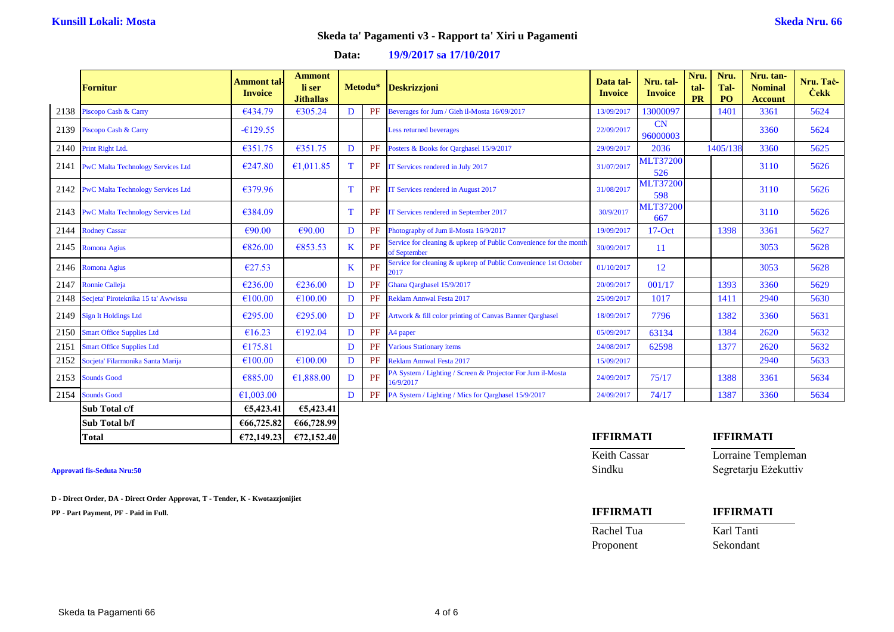**Kunsill Lokali: Mosta** **Skeda Nru. 66**

## Skeda ta' Pagamenti v3 - Rapport ta' Xiri u Pagamenti

**Data: 19/9/2017 sa 17/10/2017**

| | Fornitur | Ammont tal-Invoice | Ammont li ser Jithallas | Metodu* | | Deskrizzjoni | Data tal-Invoice | Nru. tal-Invoice | Nru. tal-PR | Nru. Tal-PO | Nru. tan-Nominal Account | Nru. Taċ-Ċekk |
|---|---|---|---|---|---|---|---|---|---|---|---|---|
| 2138 | Piscopo Cash & Carry | €434.79 | €305.24 | D | PF | Beverages for Jum / Gieh il-Mosta 16/09/2017 | 13/09/2017 | 13000097 | | 1401 | 3361 | 5624 |
| 2139 | Piscopo Cash & Carry | -€129.55 | | | | Less returned beverages | 22/09/2017 | CN 96000003 | | | 3360 | 5624 |
| 2140 | Print Right Ltd. | €351.75 | €351.75 | D | PF | Posters & Books for Qarghasel 15/9/2017 | 29/09/2017 | 2036 | | 1405/138 | 3360 | 5625 |
| 2141 | PwC Malta Technology Services Ltd | €247.80 | €1,011.85 | T | PF | IT Services rendered in July 2017 | 31/07/2017 | MLT37200526 | | | 3110 | 5626 |
| 2142 | PwC Malta Technology Services Ltd | €379.96 | | T | PF | IT Services rendered in August 2017 | 31/08/2017 | MLT37200598 | | | 3110 | 5626 |
| 2143 | PwC Malta Technology Services Ltd | €384.09 | | T | PF | IT Services rendered in September 2017 | 30/9/2017 | MLT37200667 | | | 3110 | 5626 |
| 2144 | Rodney Cassar | €90.00 | €90.00 | D | PF | Photography of Jum il-Mosta 16/9/2017 | 19/09/2017 | 17-Oct | | 1398 | 3361 | 5627 |
| 2145 | Romona Agius | €826.00 | €853.53 | K | PF | Service for cleaning & upkeep of Public Convenience for the month of September | 30/09/2017 | 11 | | | 3053 | 5628 |
| 2146 | Romona Agius | €27.53 | | K | PF | Service for cleaning & upkeep of Public Convenience 1st October 2017 | 01/10/2017 | 12 | | | 3053 | 5628 |
| 2147 | Ronnie Calleja | €236.00 | €236.00 | D | PF | Ghana Qarghasel 15/9/2017 | 20/09/2017 | 001/17 | | 1393 | 3360 | 5629 |
| 2148 | Secjeta' Piroteknika 15 ta' Awwissu | €100.00 | €100.00 | D | PF | Reklam Annwal Festa 2017 | 25/09/2017 | 1017 | | 1411 | 2940 | 5630 |
| 2149 | Sign It Holdings Ltd | €295.00 | €295.00 | D | PF | Artwork & fill color printing of Canvas Banner Qarghasel | 18/09/2017 | 7796 | | 1382 | 3360 | 5631 |
| 2150 | Smart Office Supplies Ltd | €16.23 | €192.04 | D | PF | A4 paper | 05/09/2017 | 63134 | | 1384 | 2620 | 5632 |
| 2151 | Smart Office Supplies Ltd | €175.81 | | D | PF | Various Stationary items | 24/08/2017 | 62598 | | 1377 | 2620 | 5632 |
| 2152 | Socjeta' Filarmonika Santa Marija | €100.00 | €100.00 | D | PF | Reklam Annwal Festa 2017 | 15/09/2017 | | | | 2940 | 5633 |
| 2153 | Sounds Good | €885.00 | €1,888.00 | D | PF | PA System / Lighting / Screen & Projector For Jum il-Mosta 16/9/2017 | 24/09/2017 | 75/17 | | 1388 | 3361 | 5634 |
| 2154 | Sounds Good | €1,003.00 | | D | PF | PA System / Lighting / Mics for Qarghasel 15/9/2017 | 24/09/2017 | 74/17 | | 1387 | 3360 | 5634 |
| | **Sub Total c/f** | **€5,423.41** | **€5,423.41** | | | | | | | | | |
| | **Sub Total b/f** | **€66,725.82** | **€66,728.99** | | | | | | | | | |
| | **Total** | **€72,149.23** | **€72,152.40** | | | | | | | | | |

**IFFIRMATI** | **IFFIRMATI**

Keith Cassar — Sindku | Lorraine Templeman — Segretarju Eżekuttiv

**Approvati fis-Seduta Nru:50**

**D - Direct Order, DA - Direct Order Approvat, T - Tender, K - Kwotazzjonijiet**

**PP - Part Payment, PF - Paid in Full.**

**IFFIRMATI** | **IFFIRMATI**

Rachel Tua — Proponent | Karl Tanti — Sekondant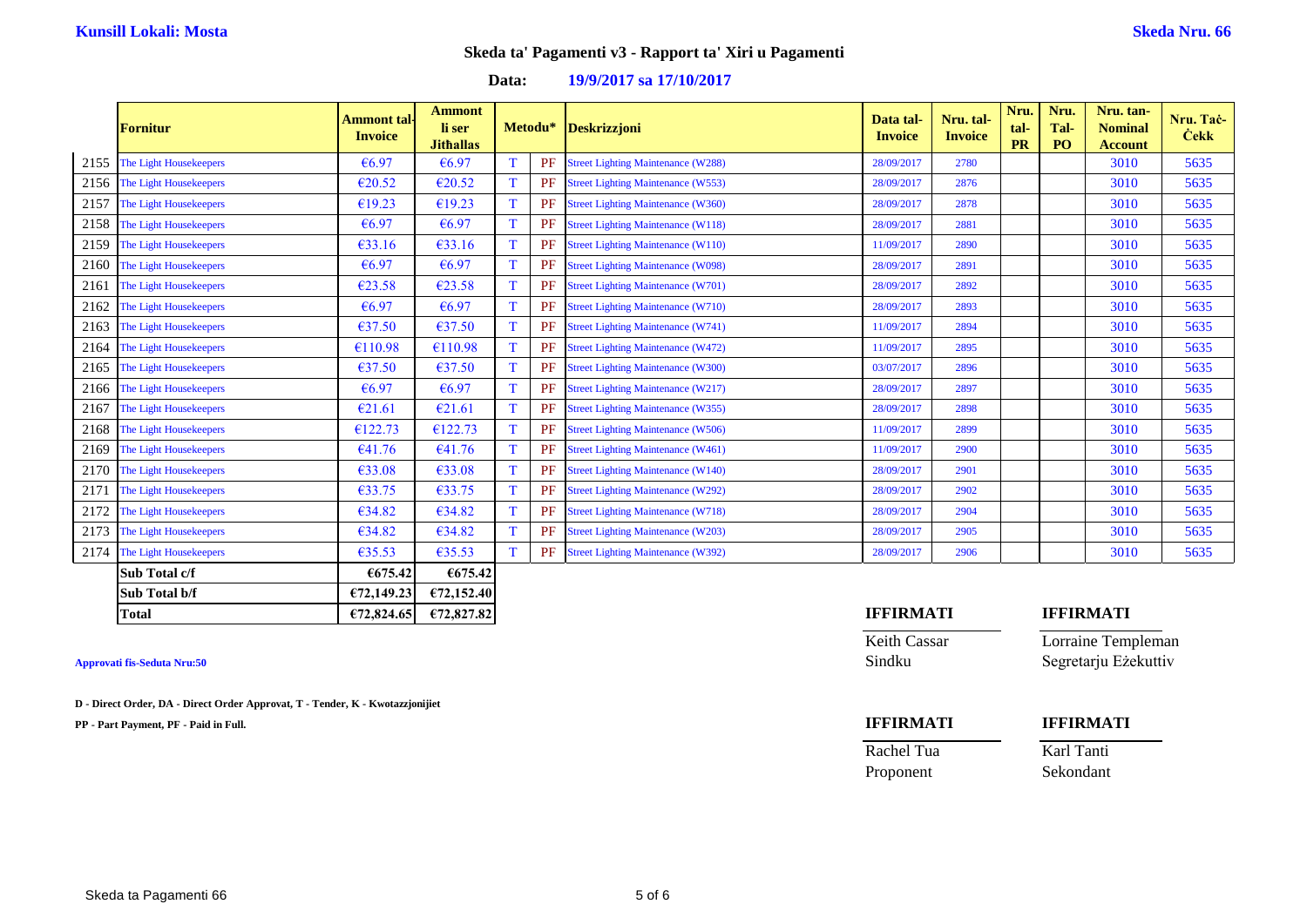**Kunsill Lokali: Mosta** **Skeda Nru. 66**

## Skeda ta' Pagamenti v3 - Rapport ta' Xiri u Pagamenti

**Data: 19/9/2017 sa 17/10/2017**

| | Fornitur | Ammont tal-Invoice | Ammont li ser Jithallas | Metodu* | | Deskrizzjoni | Data tal-Invoice | Nru. tal-Invoice | Nru. tal-PR | Nru. Tal-PO | Nru. tan-Nominal Account | Nru. Taċ-Ċekk |
|---|---|---|---|---|---|---|---|---|---|---|---|---|
| 2155 | The Light Housekeepers | €6.97 | €6.97 | T | PF | Street Lighting Maintenance (W288) | 28/09/2017 | 2780 | | | 3010 | 5635 |
| 2156 | The Light Housekeepers | €20.52 | €20.52 | T | PF | Street Lighting Maintenance (W553) | 28/09/2017 | 2876 | | | 3010 | 5635 |
| 2157 | The Light Housekeepers | €19.23 | €19.23 | T | PF | Street Lighting Maintenance (W360) | 28/09/2017 | 2878 | | | 3010 | 5635 |
| 2158 | The Light Housekeepers | €6.97 | €6.97 | T | PF | Street Lighting Maintenance (W118) | 28/09/2017 | 2881 | | | 3010 | 5635 |
| 2159 | The Light Housekeepers | €33.16 | €33.16 | T | PF | Street Lighting Maintenance (W110) | 11/09/2017 | 2890 | | | 3010 | 5635 |
| 2160 | The Light Housekeepers | €6.97 | €6.97 | T | PF | Street Lighting Maintenance (W098) | 28/09/2017 | 2891 | | | 3010 | 5635 |
| 2161 | The Light Housekeepers | €23.58 | €23.58 | T | PF | Street Lighting Maintenance (W701) | 28/09/2017 | 2892 | | | 3010 | 5635 |
| 2162 | The Light Housekeepers | €6.97 | €6.97 | T | PF | Street Lighting Maintenance (W710) | 28/09/2017 | 2893 | | | 3010 | 5635 |
| 2163 | The Light Housekeepers | €37.50 | €37.50 | T | PF | Street Lighting Maintenance (W741) | 11/09/2017 | 2894 | | | 3010 | 5635 |
| 2164 | The Light Housekeepers | €110.98 | €110.98 | T | PF | Street Lighting Maintenance (W472) | 11/09/2017 | 2895 | | | 3010 | 5635 |
| 2165 | The Light Housekeepers | €37.50 | €37.50 | T | PF | Street Lighting Maintenance (W300) | 03/07/2017 | 2896 | | | 3010 | 5635 |
| 2166 | The Light Housekeepers | €6.97 | €6.97 | T | PF | Street Lighting Maintenance (W217) | 28/09/2017 | 2897 | | | 3010 | 5635 |
| 2167 | The Light Housekeepers | €21.61 | €21.61 | T | PF | Street Lighting Maintenance (W355) | 28/09/2017 | 2898 | | | 3010 | 5635 |
| 2168 | The Light Housekeepers | €122.73 | €122.73 | T | PF | Street Lighting Maintenance (W506) | 11/09/2017 | 2899 | | | 3010 | 5635 |
| 2169 | The Light Housekeepers | €41.76 | €41.76 | T | PF | Street Lighting Maintenance (W461) | 11/09/2017 | 2900 | | | 3010 | 5635 |
| 2170 | The Light Housekeepers | €33.08 | €33.08 | T | PF | Street Lighting Maintenance (W140) | 28/09/2017 | 2901 | | | 3010 | 5635 |
| 2171 | The Light Housekeepers | €33.75 | €33.75 | T | PF | Street Lighting Maintenance (W292) | 28/09/2017 | 2902 | | | 3010 | 5635 |
| 2172 | The Light Housekeepers | €34.82 | €34.82 | T | PF | Street Lighting Maintenance (W718) | 28/09/2017 | 2904 | | | 3010 | 5635 |
| 2173 | The Light Housekeepers | €34.82 | €34.82 | T | PF | Street Lighting Maintenance (W203) | 28/09/2017 | 2905 | | | 3010 | 5635 |
| 2174 | The Light Housekeepers | €35.53 | €35.53 | T | PF | Street Lighting Maintenance (W392) | 28/09/2017 | 2906 | | | 3010 | 5635 |
| | **Sub Total c/f** | **€675.42** | **€675.42** | | | | | | | | | |
| | **Sub Total b/f** | **€72,149.23** | **€72,152.40** | | | | | | | | | |
| | **Total** | **€72,824.65** | **€72,827.82** | | | | | | | | | |

**Approvati fis-Seduta Nru:50**

**D - Direct Order, DA - Direct Order Approvat, T - Tender, K - Kwotazzjonijiet**

**PP - Part Payment, PF - Paid in Full.**

| **IFFIRMATI** | **IFFIRMATI** |
|---|---|
| Keith Cassar | Lorraine Templeman |
| Sindku | Segretarju Eżekuttiv |

| **IFFIRMATI** | **IFFIRMATI** |
|---|---|
| Rachel Tua | Karl Tanti |
| Proponent | Sekondant |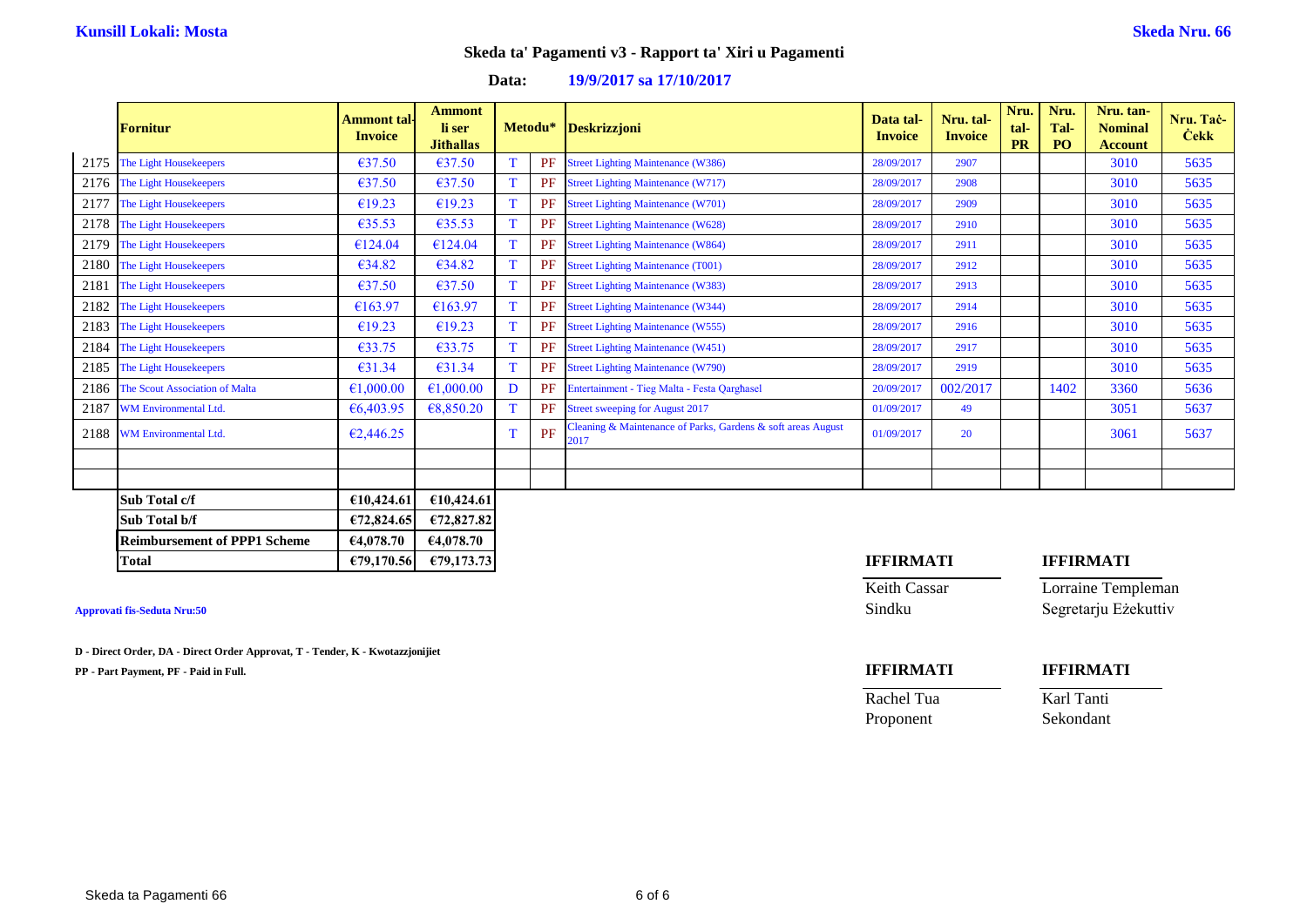**Kunsill Lokali: Mosta**

**Skeda Nru. 66**

## Skeda ta' Pagamenti v3 - Rapport ta' Xiri u Pagamenti

**Data: 19/9/2017 sa 17/10/2017**

| | Fornitur | Ammont tal-Invoice | Ammont li ser Jithallas | Metodu* | | Deskrizzjoni | Data tal-Invoice | Nru. tal-Invoice | Nru. tal-PR | Nru. Tal-PO | Nru. tan-Nominal Account | Nru. Taċ-Ċekk |
|---|---|---|---|---|---|---|---|---|---|---|---|---|
| 2175 | The Light Housekeepers | €37.50 | €37.50 | T | PF | Street Lighting Maintenance (W386) | 28/09/2017 | 2907 | | | 3010 | 5635 |
| 2176 | The Light Housekeepers | €37.50 | €37.50 | T | PF | Street Lighting Maintenance (W717) | 28/09/2017 | 2908 | | | 3010 | 5635 |
| 2177 | The Light Housekeepers | €19.23 | €19.23 | T | PF | Street Lighting Maintenance (W701) | 28/09/2017 | 2909 | | | 3010 | 5635 |
| 2178 | The Light Housekeepers | €35.53 | €35.53 | T | PF | Street Lighting Maintenance (W628) | 28/09/2017 | 2910 | | | 3010 | 5635 |
| 2179 | The Light Housekeepers | €124.04 | €124.04 | T | PF | Street Lighting Maintenance (W864) | 28/09/2017 | 2911 | | | 3010 | 5635 |
| 2180 | The Light Housekeepers | €34.82 | €34.82 | T | PF | Street Lighting Maintenance (T001) | 28/09/2017 | 2912 | | | 3010 | 5635 |
| 2181 | The Light Housekeepers | €37.50 | €37.50 | T | PF | Street Lighting Maintenance (W383) | 28/09/2017 | 2913 | | | 3010 | 5635 |
| 2182 | The Light Housekeepers | €163.97 | €163.97 | T | PF | Street Lighting Maintenance (W344) | 28/09/2017 | 2914 | | | 3010 | 5635 |
| 2183 | The Light Housekeepers | €19.23 | €19.23 | T | PF | Street Lighting Maintenance (W555) | 28/09/2017 | 2916 | | | 3010 | 5635 |
| 2184 | The Light Housekeepers | €33.75 | €33.75 | T | PF | Street Lighting Maintenance (W451) | 28/09/2017 | 2917 | | | 3010 | 5635 |
| 2185 | The Light Housekeepers | €31.34 | €31.34 | T | PF | Street Lighting Maintenance (W790) | 28/09/2017 | 2919 | | | 3010 | 5635 |
| 2186 | The Scout Association of Malta | €1,000.00 | €1,000.00 | D | PF | Entertainment - Tieg Malta - Festa Qargħasel | 20/09/2017 | 002/2017 | | 1402 | 3360 | 5636 |
| 2187 | WM Environmental Ltd. | €6,403.95 | €8,850.20 | T | PF | Street sweeping for August 2017 | 01/09/2017 | 49 | | | 3051 | 5637 |
| 2188 | WM Environmental Ltd. | €2,446.25 | | T | PF | Cleaning & Maintenance of Parks, Gardens & soft areas August 2017 | 01/09/2017 | 20 | | | 3061 | 5637 |
| | | | | | | | | | | | | |
| | | | | | | | | | | | | |

| | | |
|---|---|---|
| **Sub Total c/f** | **€10,424.61** | **€10,424.61** |
| **Sub Total b/f** | **€72,824.65** | **€72,827.82** |
| **Reimbursement of PPP1 Scheme** | **€4,078.70** | **€4,078.70** |
| **Total** | **€79,170.56** | **€79,173.73** |

**Approvati fis-Seduta Nru:50**

**D - Direct Order, DA - Direct Order Approvat, T - Tender, K - Kwotazzjonijiet**

**PP - Part Payment, PF - Paid in Full.**

**IFFIRMATI**

Keith Cassar
Sindku

**IFFIRMATI**

Lorraine Templeman
Segretarju Eżekuttiv

**IFFIRMATI**

Rachel Tua
Proponent

**IFFIRMATI**

Karl Tanti
Sekondant